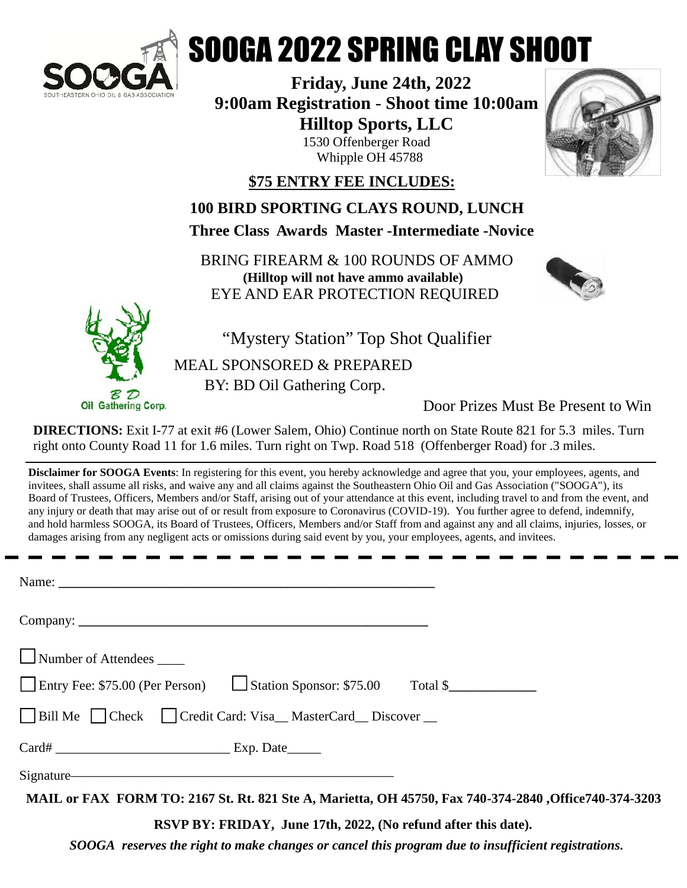# SOOGA 2022 SPRING CLAY SHOOT

**Friday, June 24th, 2022**

**9:00am Registration - Shoot time 10:00am**

**Hilltop Sports, LLC**

1530 Offenberger Road
Whipple OH 45788

**$75 ENTRY FEE INCLUDES:**

**100 BIRD SPORTING CLAYS ROUND, LUNCH**

**Three Class Awards Master -Intermediate -Novice**

BRING FIREARM & 100 ROUNDS OF AMMO
**(Hilltop will not have ammo available)**
EYE AND EAR PROTECTION REQUIRED

"Mystery Station" Top Shot Qualifier

MEAL SPONSORED & PREPARED
BY: BD Oil Gathering Corp.

Door Prizes Must Be Present to Win

**DIRECTIONS:** Exit I-77 at exit #6 (Lower Salem, Ohio) Continue north on State Route 821 for 5.3 miles. Turn right onto County Road 11 for 1.6 miles. Turn right on Twp. Road 518 (Offenberger Road) for .3 miles.

---

**Disclaimer for SOOGA Events**: In registering for this event, you hereby acknowledge and agree that you, your employees, agents, and invitees, shall assume all risks, and waive any and all claims against the Southeastern Ohio Oil and Gas Association ("SOOGA"), its Board of Trustees, Officers, Members and/or Staff, arising out of your attendance at this event, including travel to and from the event, and any injury or death that may arise out of or result from exposure to Coronavirus (COVID-19). You further agree to defend, indemnify, and hold harmless SOOGA, its Board of Trustees, Officers, Members and/or Staff from and against any and all claims, injuries, losses, or damages arising from any negligent acts or omissions during said event by you, your employees, agents, and invitees.

---

Name: ______________________________________________

Company: ___________________________________________

☐ Number of Attendees ____

☐ Entry Fee: $75.00 (Per Person) ☐ Station Sponsor: $75.00 Total $____________

☐ Bill Me ☐ Check ☐ Credit Card: Visa__ MasterCard__ Discover __

Card# _________________________ Exp. Date_____

Signature_____________________________________________

**MAIL or FAX FORM TO: 2167 St. Rt. 821 Ste A, Marietta, OH 45750, Fax 740-374-2840 ,Office740-374-3203**

**RSVP BY: FRIDAY, June 17th, 2022, (No refund after this date).**

***SOOGA reserves the right to make changes or cancel this program due to insufficient registrations.***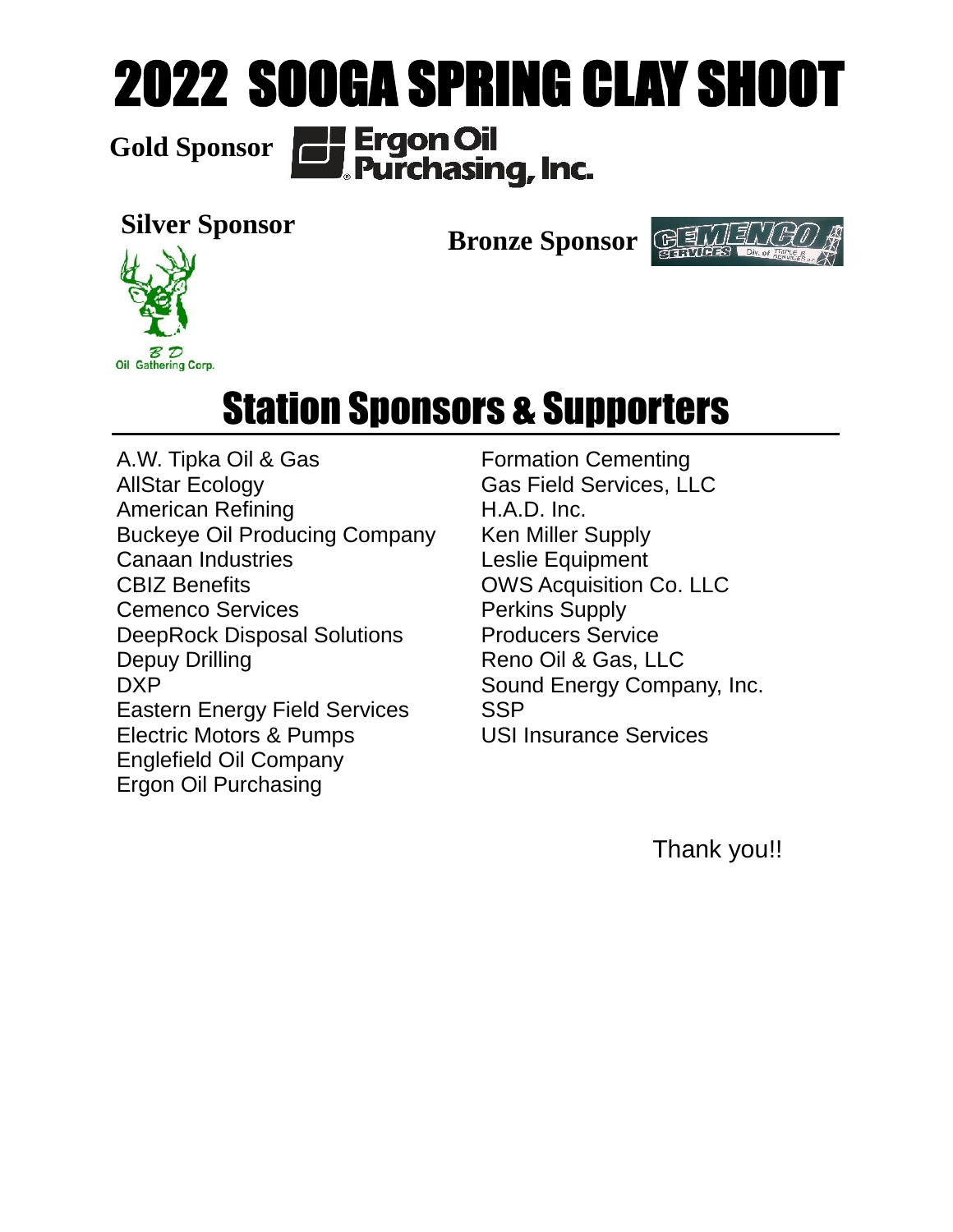# 2022 SOOGA SPRING CLAY SHOOT

**Gold Sponsor** Ergon Oil Purchasing, Inc.

**Silver Sponsor**

B D Oil Gathering Corp.

**Bronze Sponsor** CEMENCO SERVICES Div. of TRIPLE E SERVICES LLC

## Station Sponsors & Supporters

A.W. Tipka Oil & Gas
AllStar Ecology
American Refining
Buckeye Oil Producing Company
Canaan Industries
CBIZ Benefits
Cemenco Services
DeepRock Disposal Solutions
Depuy Drilling
DXP
Eastern Energy Field Services
Electric Motors & Pumps
Englefield Oil Company
Ergon Oil Purchasing
Formation Cementing
Gas Field Services, LLC
H.A.D. Inc.
Ken Miller Supply
Leslie Equipment
OWS Acquisition Co. LLC
Perkins Supply
Producers Service
Reno Oil & Gas, LLC
Sound Energy Company, Inc.
SSP
USI Insurance Services

Thank you!!